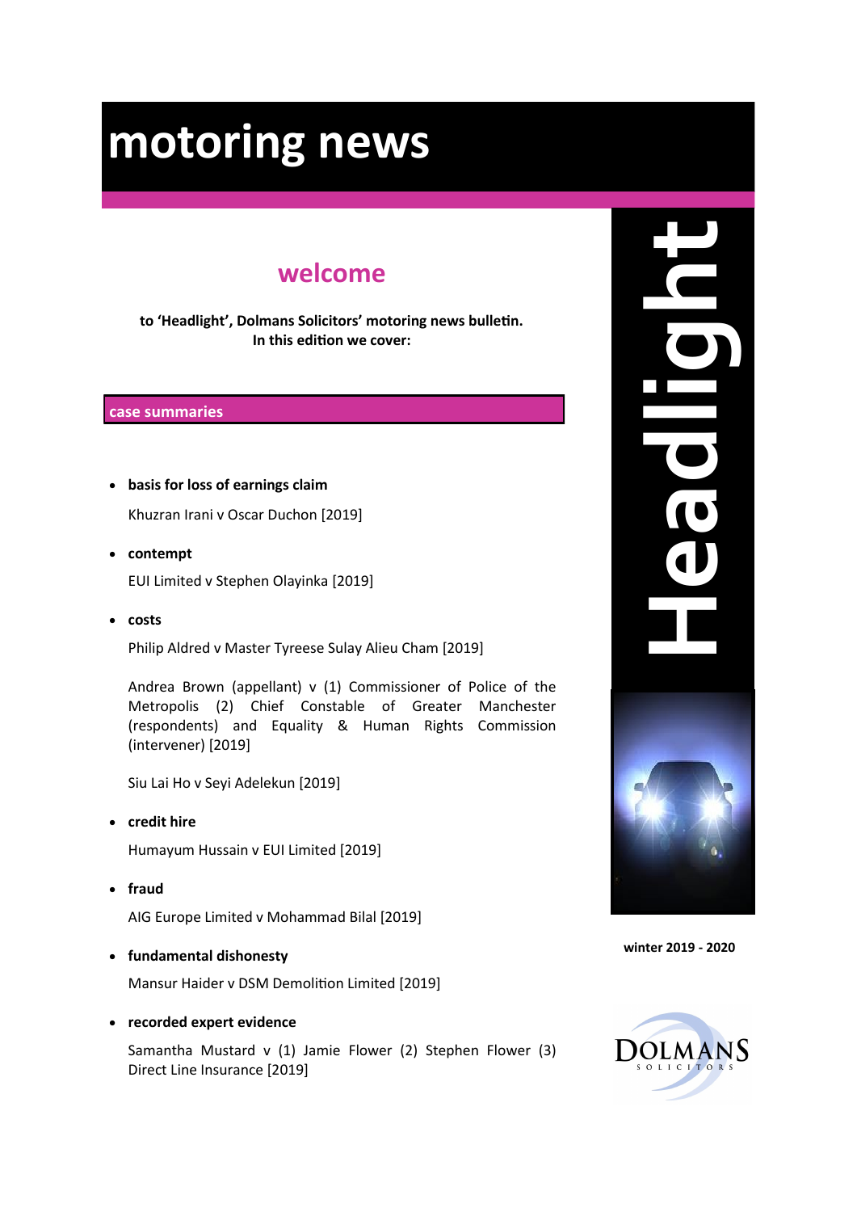# motoring news

## welcome

**to 'Headlight', Dolmans Solicitors' motoring news bulletin. In this edition we cover:**

### case summaries

- **basis for loss of earnings claim**

  Khuzran Irani v Oscar Duchon [2019]

- **contempt**

  EUI Limited v Stephen Olayinka [2019]

- **costs**

  Philip Aldred v Master Tyreese Sulay Alieu Cham [2019]

  Andrea Brown (appellant) v (1) Commissioner of Police of the Metropolis (2) Chief Constable of Greater Manchester (respondents) and Equality & Human Rights Commission (intervener) [2019]

  Siu Lai Ho v Seyi Adelekun [2019]

- **credit hire**

  Humayum Hussain v EUI Limited [2019]

- **fraud**

  AIG Europe Limited v Mohammad Bilal [2019]

- **fundamental dishonesty**

  Mansur Haider v DSM Demolition Limited [2019]

- **recorded expert evidence**

  Samantha Mustard v (1) Jamie Flower (2) Stephen Flower (3) Direct Line Insurance [2019]

Headlight

winter 2019 - 2020

DOLMANS SOLICITORS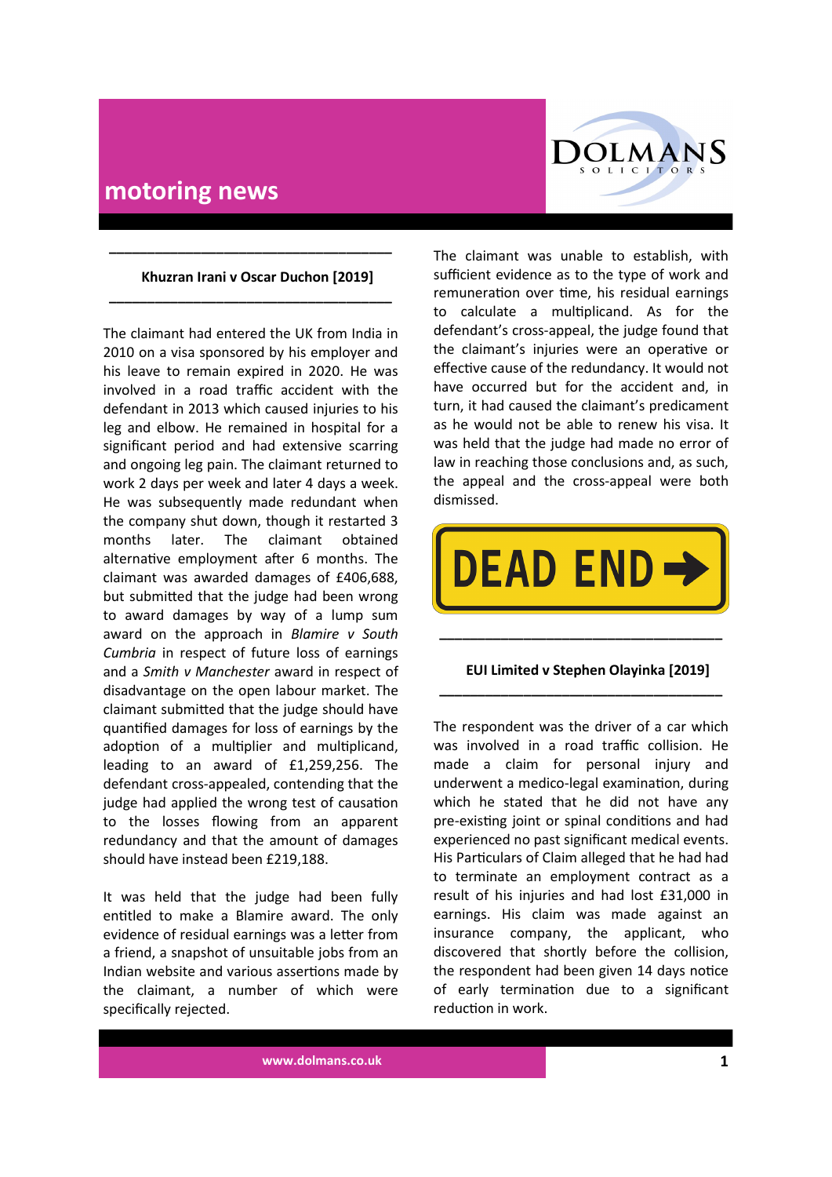# motoring news

## Khuzran Irani v Oscar Duchon [2019]

The claimant had entered the UK from India in 2010 on a visa sponsored by his employer and his leave to remain expired in 2020. He was involved in a road traffic accident with the defendant in 2013 which caused injuries to his leg and elbow. He remained in hospital for a significant period and had extensive scarring and ongoing leg pain. The claimant returned to work 2 days per week and later 4 days a week. He was subsequently made redundant when the company shut down, though it restarted 3 months later. The claimant obtained alternative employment after 6 months. The claimant was awarded damages of £406,688, but submitted that the judge had been wrong to award damages by way of a lump sum award on the approach in *Blamire v South Cumbria* in respect of future loss of earnings and a *Smith v Manchester* award in respect of disadvantage on the open labour market. The claimant submitted that the judge should have quantified damages for loss of earnings by the adoption of a multiplier and multiplicand, leading to an award of £1,259,256. The defendant cross-appealed, contending that the judge had applied the wrong test of causation to the losses flowing from an apparent redundancy and that the amount of damages should have instead been £219,188.

It was held that the judge had been fully entitled to make a Blamire award. The only evidence of residual earnings was a letter from a friend, a snapshot of unsuitable jobs from an Indian website and various assertions made by the claimant, a number of which were specifically rejected.

The claimant was unable to establish, with sufficient evidence as to the type of work and remuneration over time, his residual earnings to calculate a multiplicand. As for the defendant's cross-appeal, the judge found that the claimant's injuries were an operative or effective cause of the redundancy. It would not have occurred but for the accident and, in turn, it had caused the claimant's predicament as he would not be able to renew his visa. It was held that the judge had made no error of law in reaching those conclusions and, as such, the appeal and the cross-appeal were both dismissed.

DEAD END

## EUI Limited v Stephen Olayinka [2019]

The respondent was the driver of a car which was involved in a road traffic collision. He made a claim for personal injury and underwent a medico-legal examination, during which he stated that he did not have any pre-existing joint or spinal conditions and had experienced no past significant medical events. His Particulars of Claim alleged that he had had to terminate an employment contract as a result of his injuries and had lost £31,000 in earnings. His claim was made against an insurance company, the applicant, who discovered that shortly before the collision, the respondent had been given 14 days notice of early termination due to a significant reduction in work.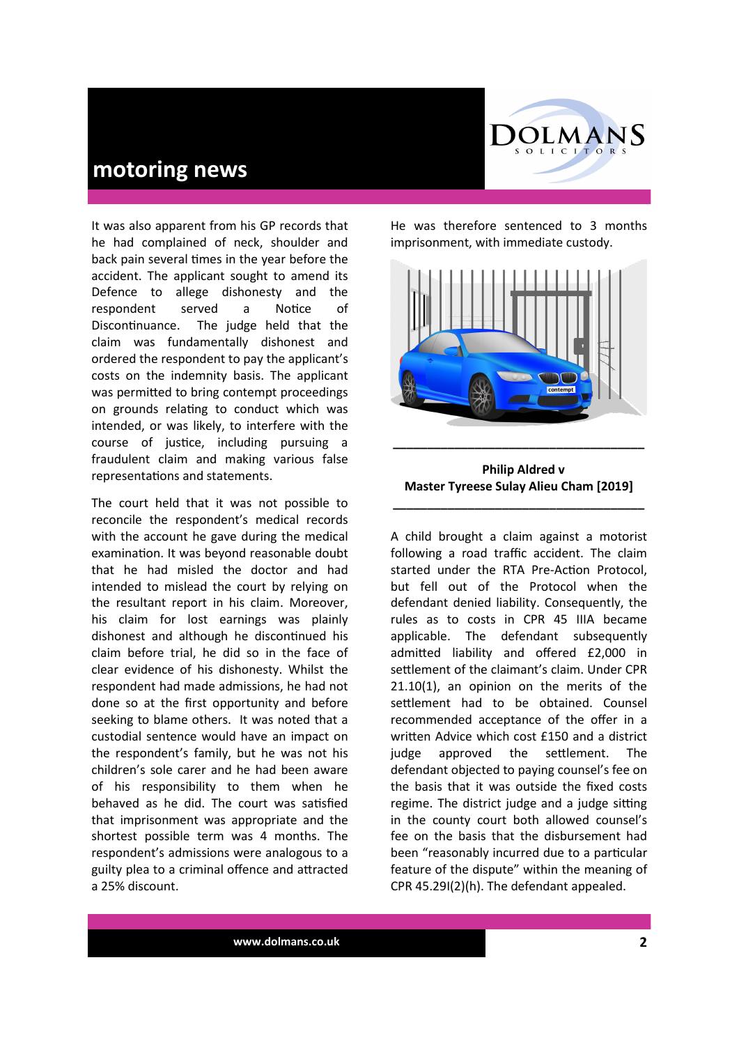It was also apparent from his GP records that he had complained of neck, shoulder and back pain several times in the year before the accident. The applicant sought to amend its Defence to allege dishonesty and the respondent served a Notice of Discontinuance. The judge held that the claim was fundamentally dishonest and ordered the respondent to pay the applicant's costs on the indemnity basis. The applicant was permitted to bring contempt proceedings on grounds relating to conduct which was intended, or was likely, to interfere with the course of justice, including pursuing a fraudulent claim and making various false representations and statements.

The court held that it was not possible to reconcile the respondent's medical records with the account he gave during the medical examination. It was beyond reasonable doubt that he had misled the doctor and had intended to mislead the court by relying on the resultant report in his claim. Moreover, his claim for lost earnings was plainly dishonest and although he discontinued his claim before trial, he did so in the face of clear evidence of his dishonesty. Whilst the respondent had made admissions, he had not done so at the first opportunity and before seeking to blame others. It was noted that a custodial sentence would have an impact on the respondent's family, but he was not his children's sole carer and he had been aware of his responsibility to them when he behaved as he did. The court was satisfied that imprisonment was appropriate and the shortest possible term was 4 months. The respondent's admissions were analogous to a guilty plea to a criminal offence and attracted a 25% discount.

He was therefore sentenced to 3 months imprisonment, with immediate custody.

---

**Philip Aldred v Master Tyreese Sulay Alieu Cham [2019]**

---

A child brought a claim against a motorist following a road traffic accident. The claim started under the RTA Pre-Action Protocol, but fell out of the Protocol when the defendant denied liability. Consequently, the rules as to costs in CPR 45 IIIA became applicable. The defendant subsequently admitted liability and offered £2,000 in settlement of the claimant's claim. Under CPR 21.10(1), an opinion on the merits of the settlement had to be obtained. Counsel recommended acceptance of the offer in a written Advice which cost £150 and a district judge approved the settlement. The defendant objected to paying counsel's fee on the basis that it was outside the fixed costs regime. The district judge and a judge sitting in the county court both allowed counsel's fee on the basis that the disbursement had been "reasonably incurred due to a particular feature of the dispute" within the meaning of CPR 45.29I(2)(h). The defendant appealed.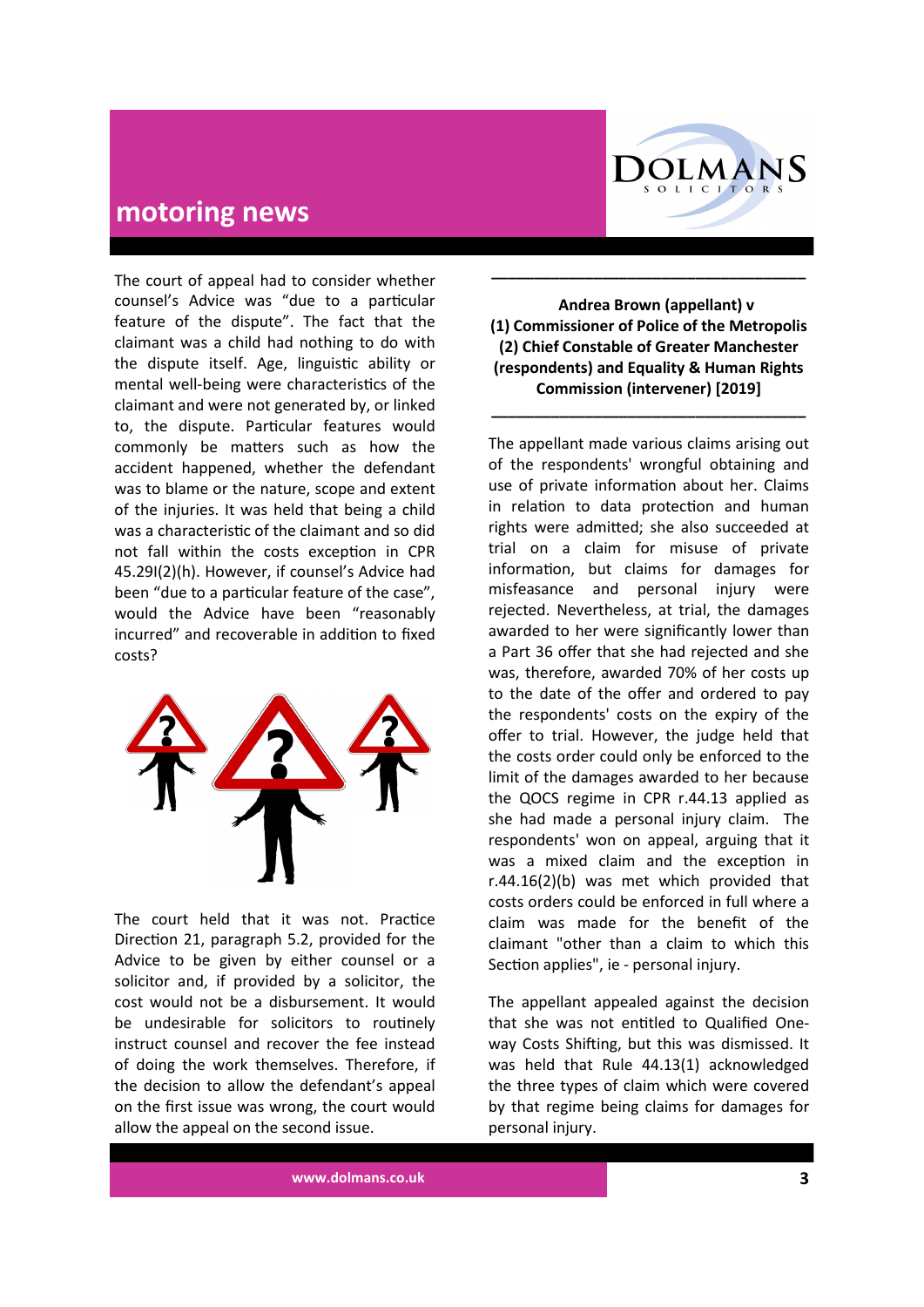## motoring news

The court of appeal had to consider whether counsel's Advice was "due to a particular feature of the dispute". The fact that the claimant was a child had nothing to do with the dispute itself. Age, linguistic ability or mental well-being were characteristics of the claimant and were not generated by, or linked to, the dispute. Particular features would commonly be matters such as how the accident happened, whether the defendant was to blame or the nature, scope and extent of the injuries. It was held that being a child was a characteristic of the claimant and so did not fall within the costs exception in CPR 45.29I(2)(h). However, if counsel's Advice had been "due to a particular feature of the case", would the Advice have been "reasonably incurred" and recoverable in addition to fixed costs?

The court held that it was not. Practice Direction 21, paragraph 5.2, provided for the Advice to be given by either counsel or a solicitor and, if provided by a solicitor, the cost would not be a disbursement. It would be undesirable for solicitors to routinely instruct counsel and recover the fee instead of doing the work themselves. Therefore, if the decision to allow the defendant's appeal on the first issue was wrong, the court would allow the appeal on the second issue.

---

**Andrea Brown (appellant) v (1) Commissioner of Police of the Metropolis (2) Chief Constable of Greater Manchester (respondents) and Equality & Human Rights Commission (intervener) [2019]**

---

The appellant made various claims arising out of the respondents' wrongful obtaining and use of private information about her. Claims in relation to data protection and human rights were admitted; she also succeeded at trial on a claim for misuse of private information, but claims for damages for misfeasance and personal injury were rejected. Nevertheless, at trial, the damages awarded to her were significantly lower than a Part 36 offer that she had rejected and she was, therefore, awarded 70% of her costs up to the date of the offer and ordered to pay the respondents' costs on the expiry of the offer to trial. However, the judge held that the costs order could only be enforced to the limit of the damages awarded to her because the QOCS regime in CPR r.44.13 applied as she had made a personal injury claim. The respondents' won on appeal, arguing that it was a mixed claim and the exception in r.44.16(2)(b) was met which provided that costs orders could be enforced in full where a claim was made for the benefit of the claimant "other than a claim to which this Section applies", ie - personal injury.

The appellant appealed against the decision that she was not entitled to Qualified One-way Costs Shifting, but this was dismissed. It was held that Rule 44.13(1) acknowledged the three types of claim which were covered by that regime being claims for damages for personal injury.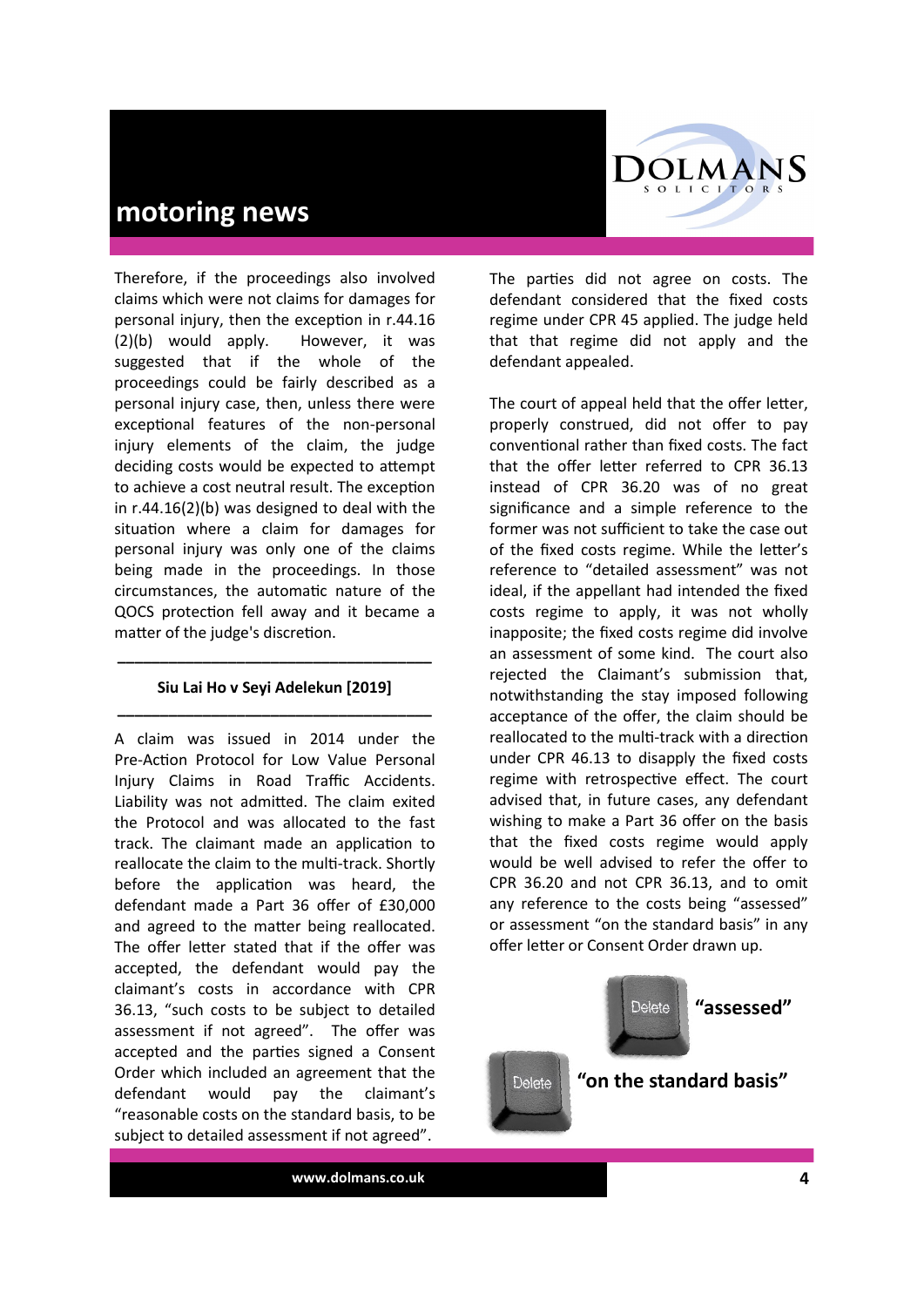Therefore, if the proceedings also involved claims which were not claims for damages for personal injury, then the exception in r.44.16 (2)(b) would apply. However, it was suggested that if the whole of the proceedings could be fairly described as a personal injury case, then, unless there were exceptional features of the non-personal injury elements of the claim, the judge deciding costs would be expected to attempt to achieve a cost neutral result. The exception in r.44.16(2)(b) was designed to deal with the situation where a claim for damages for personal injury was only one of the claims being made in the proceedings. In those circumstances, the automatic nature of the QOCS protection fell away and it became a matter of the judge's discretion.

---

**Siu Lai Ho v Seyi Adelekun [2019]**

---

A claim was issued in 2014 under the Pre-Action Protocol for Low Value Personal Injury Claims in Road Traffic Accidents. Liability was not admitted. The claim exited the Protocol and was allocated to the fast track. The claimant made an application to reallocate the claim to the multi-track. Shortly before the application was heard, the defendant made a Part 36 offer of £30,000 and agreed to the matter being reallocated. The offer letter stated that if the offer was accepted, the defendant would pay the claimant's costs in accordance with CPR 36.13, "such costs to be subject to detailed assessment if not agreed". The offer was accepted and the parties signed a Consent Order which included an agreement that the defendant would pay the claimant's "reasonable costs on the standard basis, to be subject to detailed assessment if not agreed".

The parties did not agree on costs. The defendant considered that the fixed costs regime under CPR 45 applied. The judge held that that regime did not apply and the defendant appealed.

The court of appeal held that the offer letter, properly construed, did not offer to pay conventional rather than fixed costs. The fact that the offer letter referred to CPR 36.13 instead of CPR 36.20 was of no great significance and a simple reference to the former was not sufficient to take the case out of the fixed costs regime. While the letter's reference to "detailed assessment" was not ideal, if the appellant had intended the fixed costs regime to apply, it was not wholly inapposite; the fixed costs regime did involve an assessment of some kind. The court also rejected the Claimant's submission that, notwithstanding the stay imposed following acceptance of the offer, the claim should be reallocated to the multi-track with a direction under CPR 46.13 to disapply the fixed costs regime with retrospective effect. The court advised that, in future cases, any defendant wishing to make a Part 36 offer on the basis that the fixed costs regime would apply would be well advised to refer the offer to CPR 36.20 and not CPR 36.13, and to omit any reference to the costs being "assessed" or assessment "on the standard basis" in any offer letter or Consent Order drawn up.

Delete **"assessed"**

Delete **"on the standard basis"**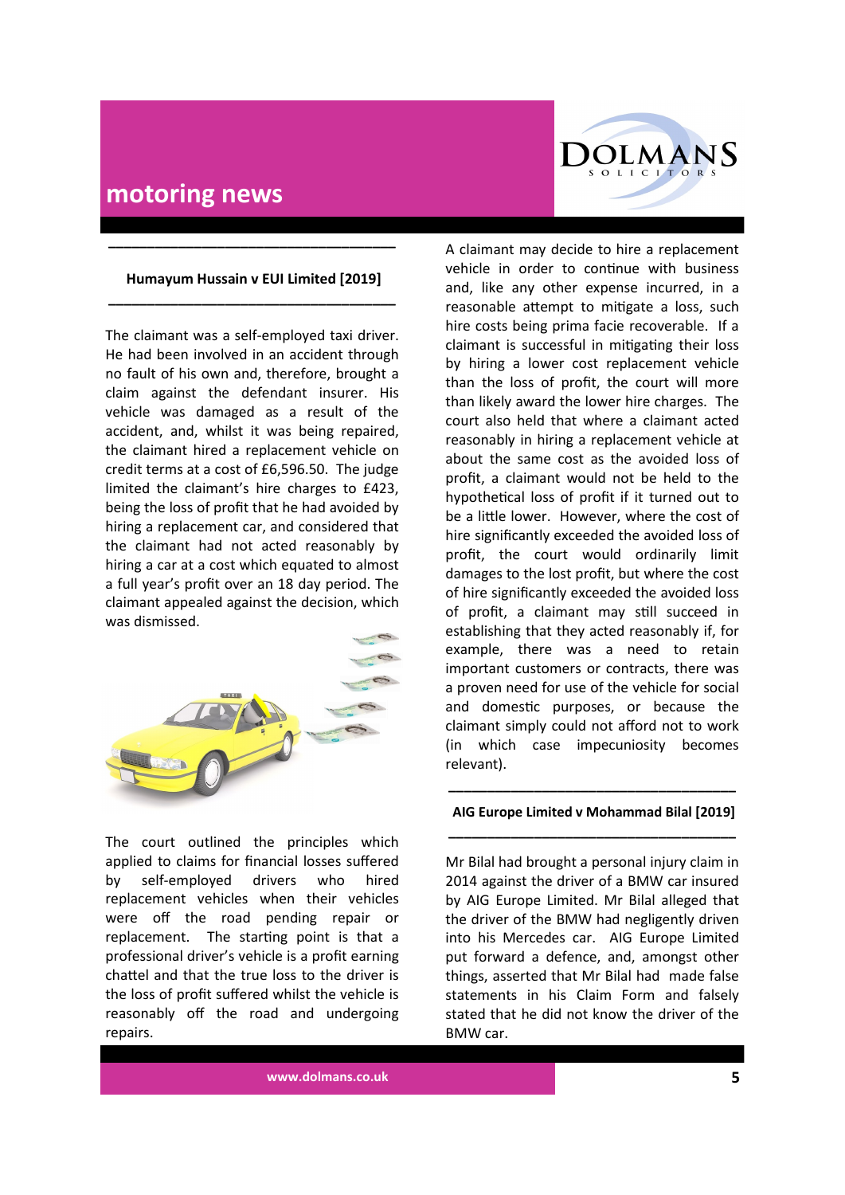## motoring news

### Humayum Hussain v EUI Limited [2019]

The claimant was a self-employed taxi driver. He had been involved in an accident through no fault of his own and, therefore, brought a claim against the defendant insurer. His vehicle was damaged as a result of the accident, and, whilst it was being repaired, the claimant hired a replacement vehicle on credit terms at a cost of £6,596.50. The judge limited the claimant's hire charges to £423, being the loss of profit that he had avoided by hiring a replacement car, and considered that the claimant had not acted reasonably by hiring a car at a cost which equated to almost a full year's profit over an 18 day period. The claimant appealed against the decision, which was dismissed.

The court outlined the principles which applied to claims for financial losses suffered by self-employed drivers who hired replacement vehicles when their vehicles were off the road pending repair or replacement. The starting point is that a professional driver's vehicle is a profit earning chattel and that the true loss to the driver is the loss of profit suffered whilst the vehicle is reasonably off the road and undergoing repairs.

A claimant may decide to hire a replacement vehicle in order to continue with business and, like any other expense incurred, in a reasonable attempt to mitigate a loss, such hire costs being prima facie recoverable. If a claimant is successful in mitigating their loss by hiring a lower cost replacement vehicle than the loss of profit, the court will more than likely award the lower hire charges. The court also held that where a claimant acted reasonably in hiring a replacement vehicle at about the same cost as the avoided loss of profit, a claimant would not be held to the hypothetical loss of profit if it turned out to be a little lower. However, where the cost of hire significantly exceeded the avoided loss of profit, the court would ordinarily limit damages to the lost profit, but where the cost of hire significantly exceeded the avoided loss of profit, a claimant may still succeed in establishing that they acted reasonably if, for example, there was a need to retain important customers or contracts, there was a proven need for use of the vehicle for social and domestic purposes, or because the claimant simply could not afford not to work (in which case impecuniosity becomes relevant).

### AIG Europe Limited v Mohammad Bilal [2019]

Mr Bilal had brought a personal injury claim in 2014 against the driver of a BMW car insured by AIG Europe Limited. Mr Bilal alleged that the driver of the BMW had negligently driven into his Mercedes car. AIG Europe Limited put forward a defence, and, amongst other things, asserted that Mr Bilal had made false statements in his Claim Form and falsely stated that he did not know the driver of the BMW car.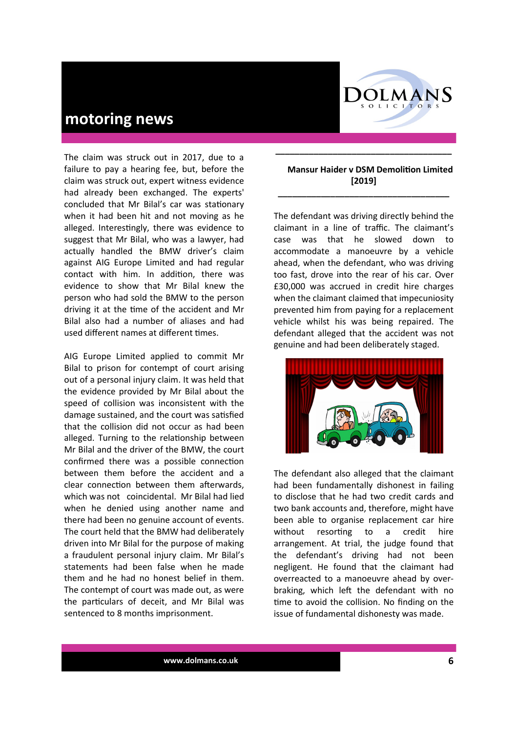The claim was struck out in 2017, due to a failure to pay a hearing fee, but, before the claim was struck out, expert witness evidence had already been exchanged. The experts' concluded that Mr Bilal's car was stationary when it had been hit and not moving as he alleged. Interestingly, there was evidence to suggest that Mr Bilal, who was a lawyer, had actually handled the BMW driver's claim against AIG Europe Limited and had regular contact with him. In addition, there was evidence to show that Mr Bilal knew the person who had sold the BMW to the person driving it at the time of the accident and Mr Bilal also had a number of aliases and had used different names at different times.

AIG Europe Limited applied to commit Mr Bilal to prison for contempt of court arising out of a personal injury claim. It was held that the evidence provided by Mr Bilal about the speed of collision was inconsistent with the damage sustained, and the court was satisfied that the collision did not occur as had been alleged. Turning to the relationship between Mr Bilal and the driver of the BMW, the court confirmed there was a possible connection between them before the accident and a clear connection between them afterwards, which was not coincidental. Mr Bilal had lied when he denied using another name and there had been no genuine account of events. The court held that the BMW had deliberately driven into Mr Bilal for the purpose of making a fraudulent personal injury claim. Mr Bilal's statements had been false when he made them and he had no honest belief in them. The contempt of court was made out, as were the particulars of deceit, and Mr Bilal was sentenced to 8 months imprisonment.

---

**Mansur Haider v DSM Demolition Limited [2019]**

---

The defendant was driving directly behind the claimant in a line of traffic. The claimant's case was that he slowed down to accommodate a manoeuvre by a vehicle ahead, when the defendant, who was driving too fast, drove into the rear of his car. Over £30,000 was accrued in credit hire charges when the claimant claimed that impecuniosity prevented him from paying for a replacement vehicle whilst his was being repaired. The defendant alleged that the accident was not genuine and had been deliberately staged.

The defendant also alleged that the claimant had been fundamentally dishonest in failing to disclose that he had two credit cards and two bank accounts and, therefore, might have been able to organise replacement car hire without resorting to a credit hire arrangement. At trial, the judge found that the defendant's driving had not been negligent. He found that the claimant had overreacted to a manoeuvre ahead by over-braking, which left the defendant with no time to avoid the collision. No finding on the issue of fundamental dishonesty was made.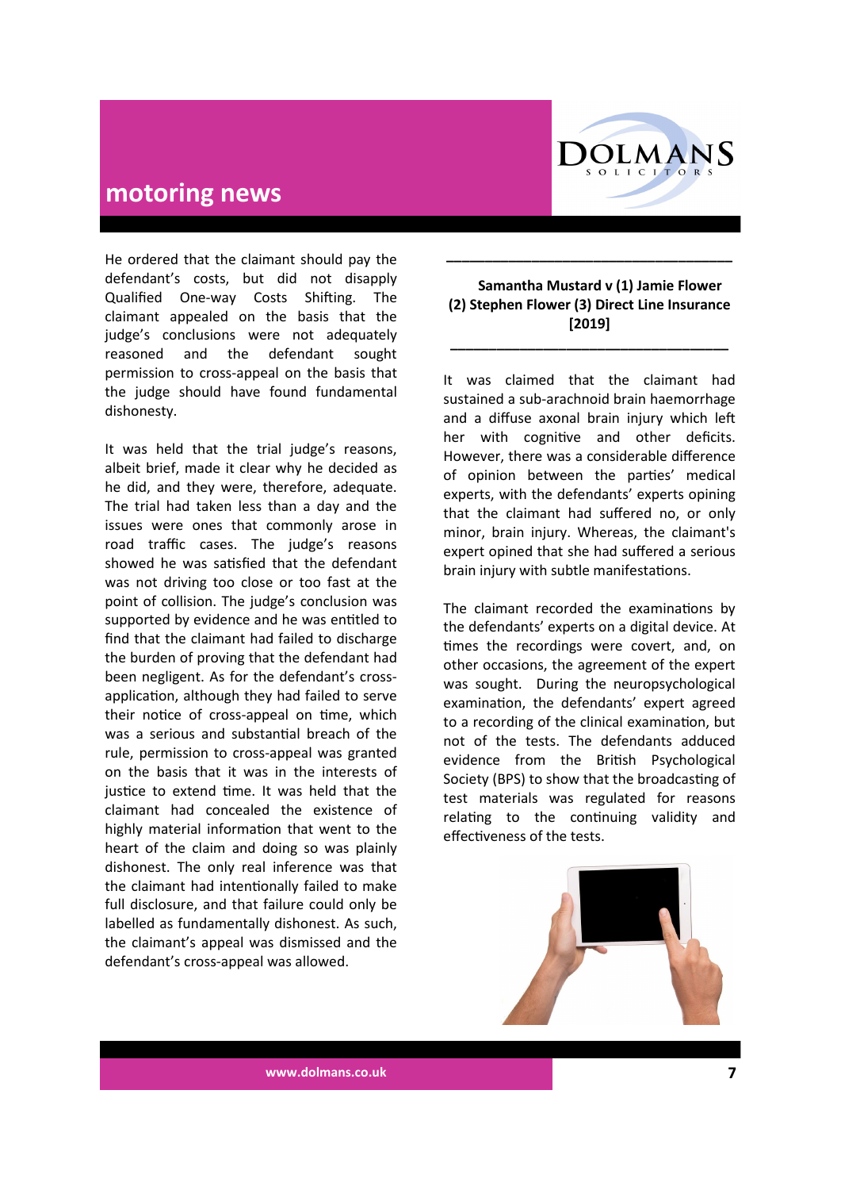He ordered that the claimant should pay the defendant's costs, but did not disapply Qualified One-way Costs Shifting. The claimant appealed on the basis that the judge's conclusions were not adequately reasoned and the defendant sought permission to cross-appeal on the basis that the judge should have found fundamental dishonesty.

It was held that the trial judge's reasons, albeit brief, made it clear why he decided as he did, and they were, therefore, adequate. The trial had taken less than a day and the issues were ones that commonly arose in road traffic cases. The judge's reasons showed he was satisfied that the defendant was not driving too close or too fast at the point of collision. The judge's conclusion was supported by evidence and he was entitled to find that the claimant had failed to discharge the burden of proving that the defendant had been negligent. As for the defendant's cross-application, although they had failed to serve their notice of cross-appeal on time, which was a serious and substantial breach of the rule, permission to cross-appeal was granted on the basis that it was in the interests of justice to extend time. It was held that the claimant had concealed the existence of highly material information that went to the heart of the claim and doing so was plainly dishonest. The only real inference was that the claimant had intentionally failed to make full disclosure, and that failure could only be labelled as fundamentally dishonest. As such, the claimant's appeal was dismissed and the defendant's cross-appeal was allowed.

---

**Samantha Mustard v (1) Jamie Flower (2) Stephen Flower (3) Direct Line Insurance [2019]**

---

It was claimed that the claimant had sustained a sub-arachnoid brain haemorrhage and a diffuse axonal brain injury which left her with cognitive and other deficits. However, there was a considerable difference of opinion between the parties' medical experts, with the defendants' experts opining that the claimant had suffered no, or only minor, brain injury. Whereas, the claimant's expert opined that she had suffered a serious brain injury with subtle manifestations.

The claimant recorded the examinations by the defendants' experts on a digital device. At times the recordings were covert, and, on other occasions, the agreement of the expert was sought. During the neuropsychological examination, the defendants' expert agreed to a recording of the clinical examination, but not of the tests. The defendants adduced evidence from the British Psychological Society (BPS) to show that the broadcasting of test materials was regulated for reasons relating to the continuing validity and effectiveness of the tests.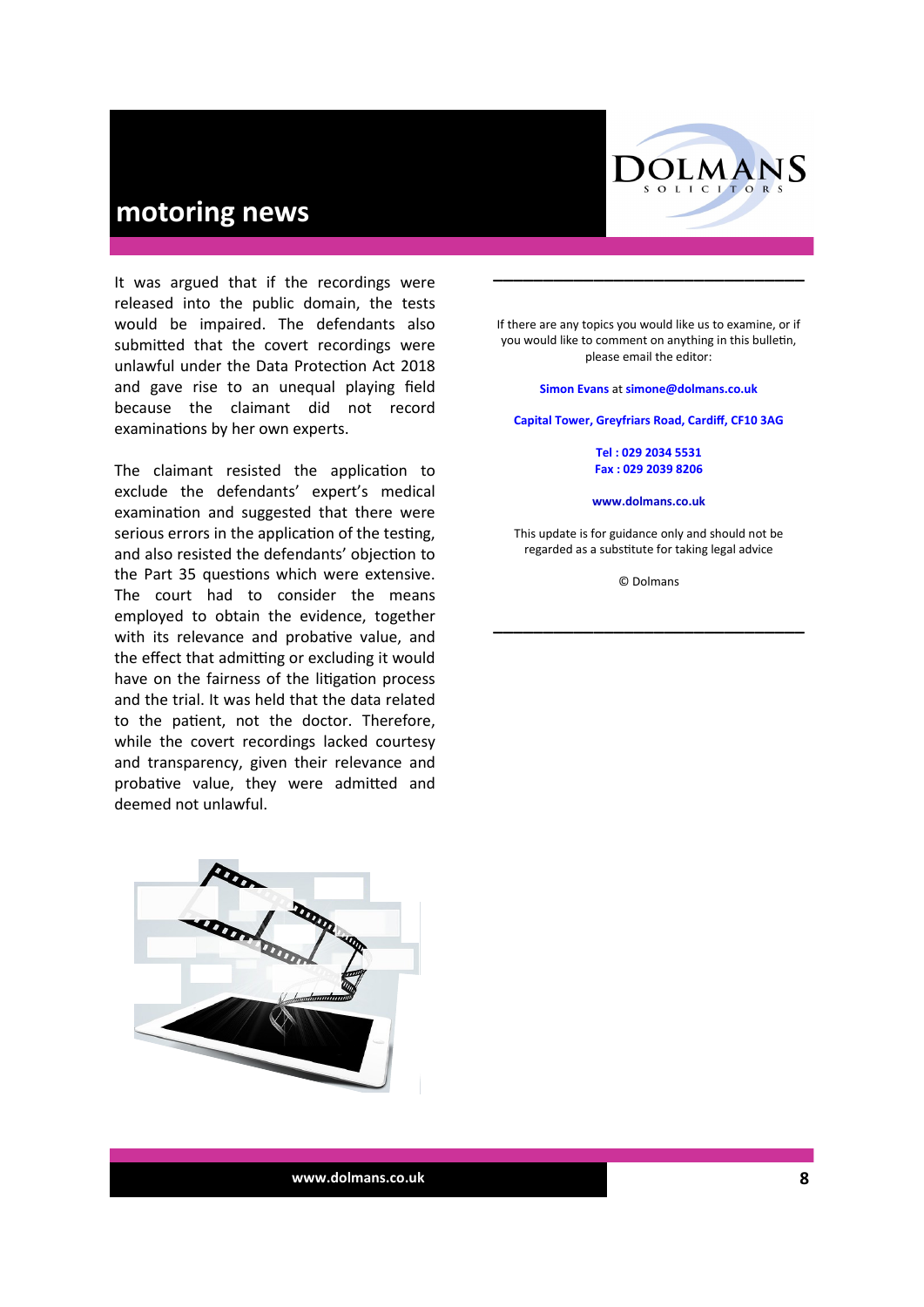It was argued that if the recordings were released into the public domain, the tests would be impaired. The defendants also submitted that the covert recordings were unlawful under the Data Protection Act 2018 and gave rise to an unequal playing field because the claimant did not record examinations by her own experts.

The claimant resisted the application to exclude the defendants' expert's medical examination and suggested that there were serious errors in the application of the testing, and also resisted the defendants' objection to the Part 35 questions which were extensive. The court had to consider the means employed to obtain the evidence, together with its relevance and probative value, and the effect that admitting or excluding it would have on the fairness of the litigation process and the trial. It was held that the data related to the patient, not the doctor. Therefore, while the covert recordings lacked courtesy and transparency, given their relevance and probative value, they were admitted and deemed not unlawful.

---

If there are any topics you would like us to examine, or if you would like to comment on anything in this bulletin, please email the editor:

**Simon Evans** at **simone@dolmans.co.uk**

**Capital Tower, Greyfriars Road, Cardiff, CF10 3AG**

**Tel : 029 2034 5531**
**Fax : 029 2039 8206**

**www.dolmans.co.uk**

This update is for guidance only and should not be regarded as a substitute for taking legal advice

© Dolmans

---